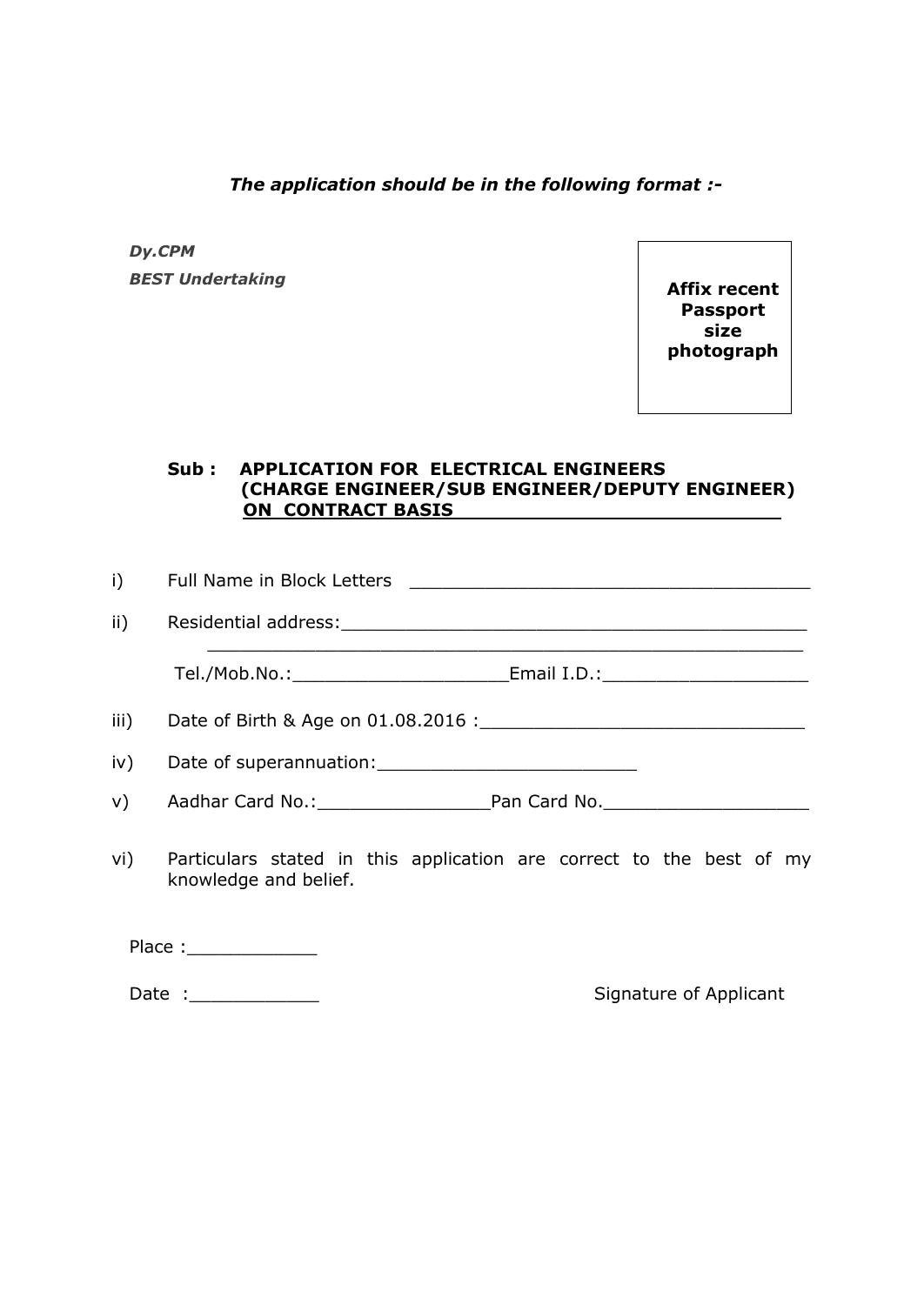***The application should be in the following format :-***

***Dy.CPM***
***BEST Undertaking***

**Affix recent Passport size photograph**

**Sub : APPLICATION FOR ELECTRICAL ENGINEERS (CHARGE ENGINEER/SUB ENGINEER/DEPUTY ENGINEER) ON CONTRACT BASIS**

i) Full Name in Block Letters ____________________________________

ii) Residential address:____________________________________________
____________________________________________________________
Tel./Mob.No.:___________________Email I.D.:__________________

iii) Date of Birth & Age on 01.08.2016 :_____________________________

iv) Date of superannuation:_______________________

v) Aadhar Card No.:_______________Pan Card No.__________________

vi) Particulars stated in this application are correct to the best of my knowledge and belief.

Place :____________

Date :____________

Signature of Applicant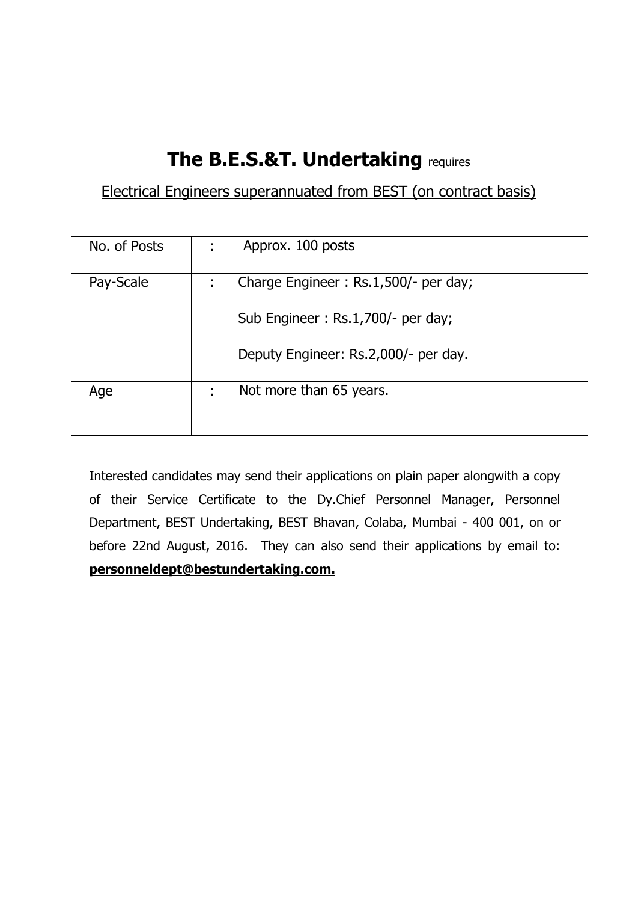# The B.E.S.&T. Undertaking requires

Electrical Engineers superannuated from BEST (on contract basis)

| | | |
|---|---|---|
| No. of Posts | : | Approx. 100 posts |
| Pay-Scale | : | Charge Engineer : Rs.1,500/- per day;<br><br>Sub Engineer : Rs.1,700/- per day;<br><br>Deputy Engineer: Rs.2,000/- per day. |
| Age | : | Not more than 65 years. |

Interested candidates may send their applications on plain paper alongwith a copy of their Service Certificate to the Dy.Chief Personnel Manager, Personnel Department, BEST Undertaking, BEST Bhavan, Colaba, Mumbai - 400 001, on or before 22nd August, 2016. They can also send their applications by email to: **personneldept@bestundertaking.com.**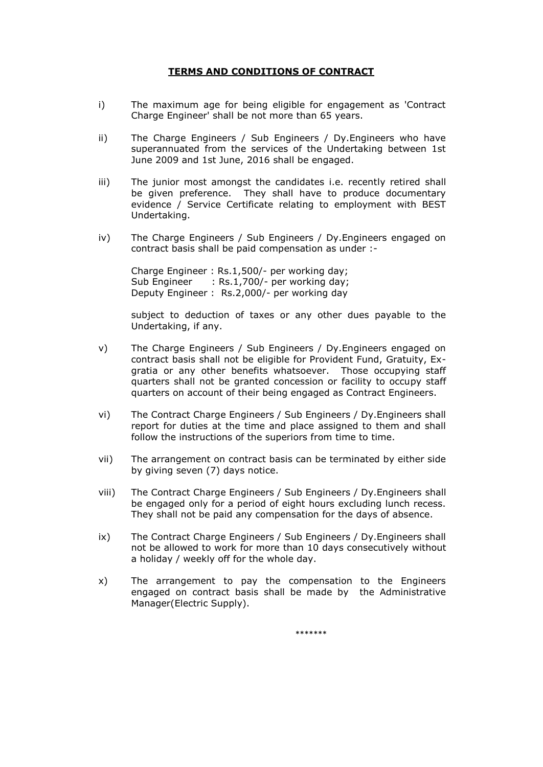## **TERMS AND CONDITIONS OF CONTRACT**

i) The maximum age for being eligible for engagement as 'Contract Charge Engineer' shall be not more than 65 years.

ii) The Charge Engineers / Sub Engineers / Dy.Engineers who have superannuated from the services of the Undertaking between 1st June 2009 and 1st June, 2016 shall be engaged.

iii) The junior most amongst the candidates i.e. recently retired shall be given preference. They shall have to produce documentary evidence / Service Certificate relating to employment with BEST Undertaking.

iv) The Charge Engineers / Sub Engineers / Dy.Engineers engaged on contract basis shall be paid compensation as under :-

Charge Engineer : Rs.1,500/- per working day;
Sub Engineer : Rs.1,700/- per working day;
Deputy Engineer : Rs.2,000/- per working day

subject to deduction of taxes or any other dues payable to the Undertaking, if any.

v) The Charge Engineers / Sub Engineers / Dy.Engineers engaged on contract basis shall not be eligible for Provident Fund, Gratuity, Ex-gratia or any other benefits whatsoever. Those occupying staff quarters shall not be granted concession or facility to occupy staff quarters on account of their being engaged as Contract Engineers.

vi) The Contract Charge Engineers / Sub Engineers / Dy.Engineers shall report for duties at the time and place assigned to them and shall follow the instructions of the superiors from time to time.

vii) The arrangement on contract basis can be terminated by either side by giving seven (7) days notice.

viii) The Contract Charge Engineers / Sub Engineers / Dy.Engineers shall be engaged only for a period of eight hours excluding lunch recess. They shall not be paid any compensation for the days of absence.

ix) The Contract Charge Engineers / Sub Engineers / Dy.Engineers shall not be allowed to work for more than 10 days consecutively without a holiday / weekly off for the whole day.

x) The arrangement to pay the compensation to the Engineers engaged on contract basis shall be made by the Administrative Manager(Electric Supply).

*******